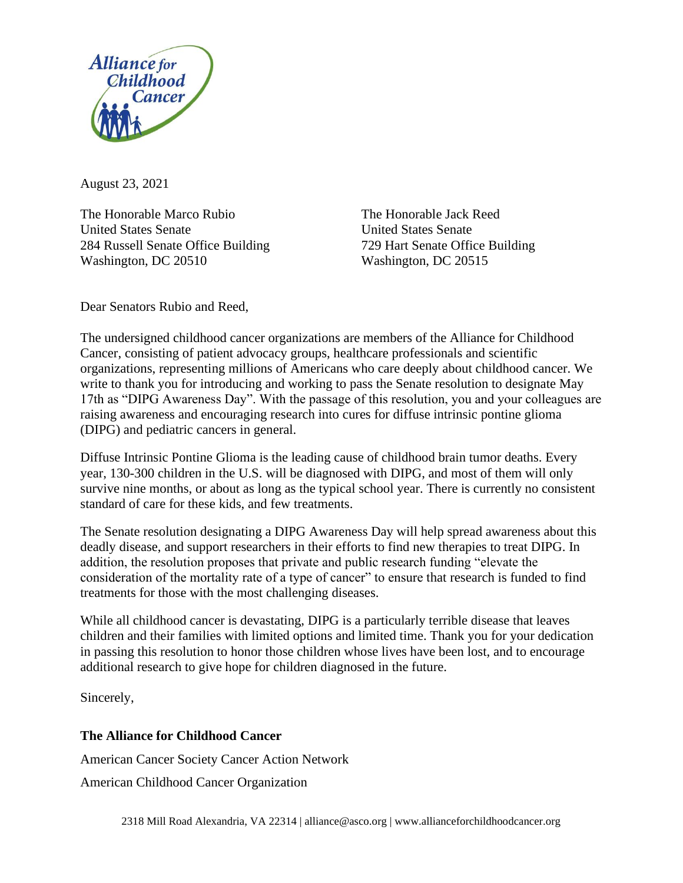August 23, 2021

The Honorable Marco Rubio
United States Senate
284 Russell Senate Office Building
Washington, DC 20510

The Honorable Jack Reed
United States Senate
729 Hart Senate Office Building
Washington, DC 20515

Dear Senators Rubio and Reed,

The undersigned childhood cancer organizations are members of the Alliance for Childhood Cancer, consisting of patient advocacy groups, healthcare professionals and scientific organizations, representing millions of Americans who care deeply about childhood cancer. We write to thank you for introducing and working to pass the Senate resolution to designate May 17th as "DIPG Awareness Day". With the passage of this resolution, you and your colleagues are raising awareness and encouraging research into cures for diffuse intrinsic pontine glioma (DIPG) and pediatric cancers in general.

Diffuse Intrinsic Pontine Glioma is the leading cause of childhood brain tumor deaths. Every year, 130-300 children in the U.S. will be diagnosed with DIPG, and most of them will only survive nine months, or about as long as the typical school year. There is currently no consistent standard of care for these kids, and few treatments.

The Senate resolution designating a DIPG Awareness Day will help spread awareness about this deadly disease, and support researchers in their efforts to find new therapies to treat DIPG. In addition, the resolution proposes that private and public research funding "elevate the consideration of the mortality rate of a type of cancer" to ensure that research is funded to find treatments for those with the most challenging diseases.

While all childhood cancer is devastating, DIPG is a particularly terrible disease that leaves children and their families with limited options and limited time. Thank you for your dedication in passing this resolution to honor those children whose lives have been lost, and to encourage additional research to give hope for children diagnosed in the future.

Sincerely,

**The Alliance for Childhood Cancer**

American Cancer Society Cancer Action Network

American Childhood Cancer Organization

2318 Mill Road Alexandria, VA 22314 | alliance@asco.org | www.allianceforchildhoodcancer.org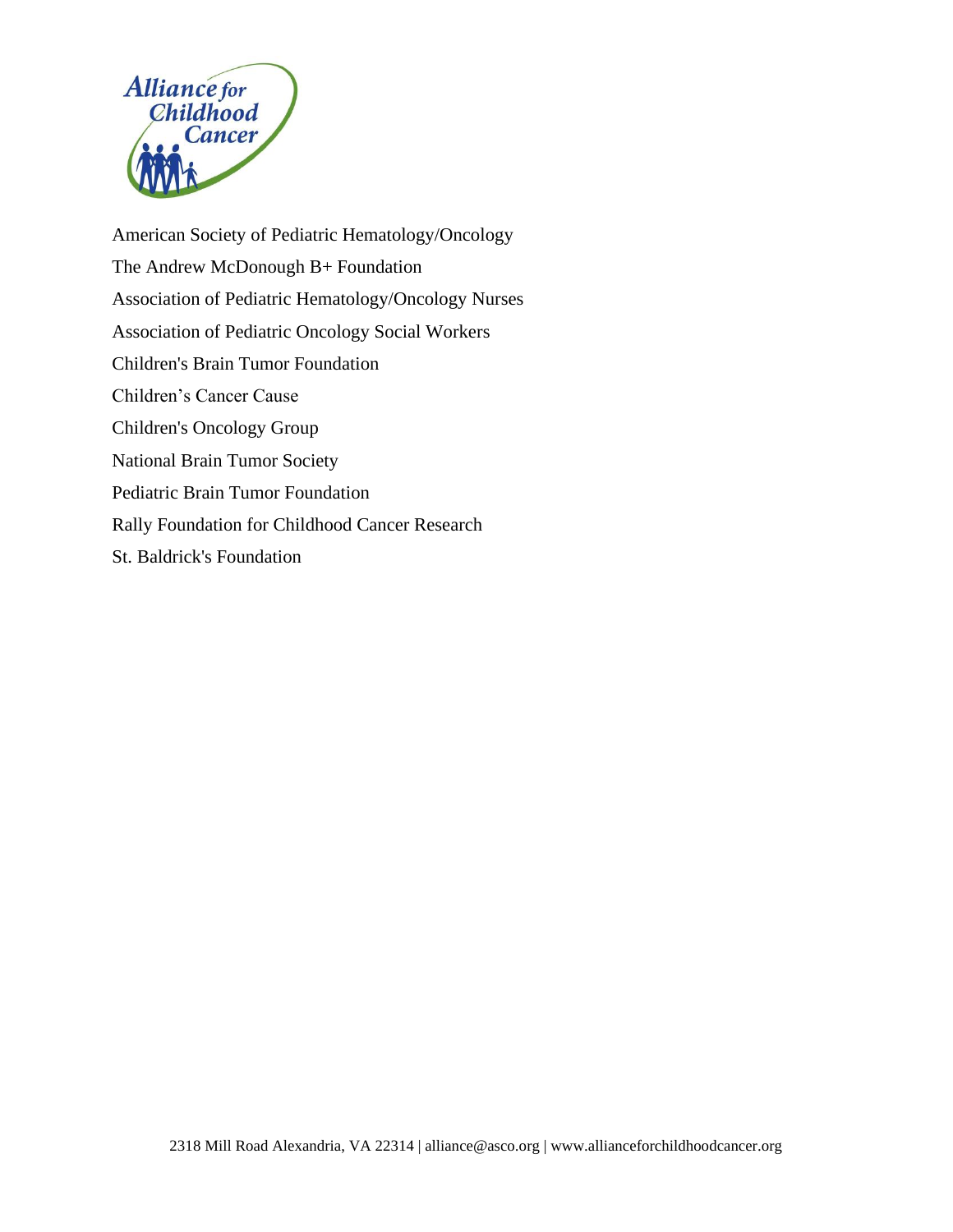American Society of Pediatric Hematology/Oncology

The Andrew McDonough B+ Foundation

Association of Pediatric Hematology/Oncology Nurses

Association of Pediatric Oncology Social Workers

Children's Brain Tumor Foundation

Children’s Cancer Cause

Children's Oncology Group

National Brain Tumor Society

Pediatric Brain Tumor Foundation

Rally Foundation for Childhood Cancer Research

St. Baldrick's Foundation

2318 Mill Road Alexandria, VA 22314 | alliance@asco.org | www.allianceforchildhoodcancer.org